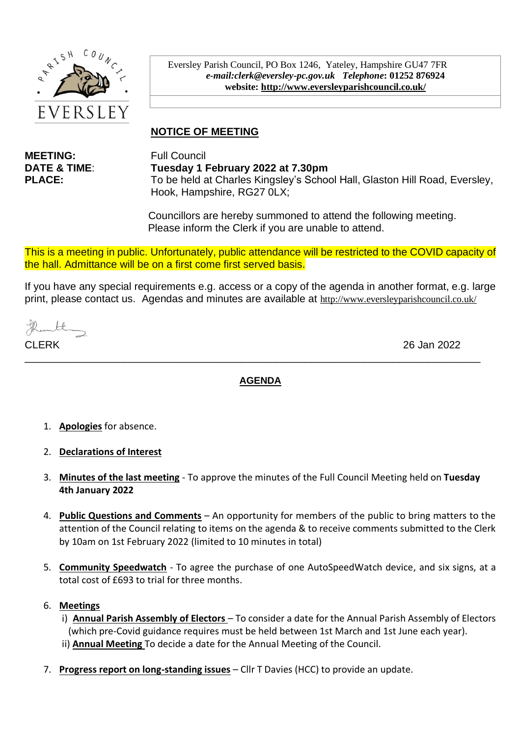Eversley Parish Council, PO Box 1246, Yateley, Hampshire GU47 7FR
***e-mail:clerk@eversley-pc.gov.uk*** ***Telephone*: 01252 876924**
**website: http://www.eversleyparishcouncil.co.uk/**

## NOTICE OF MEETING

**MEETING:** Full Council
**DATE & TIME**: **Tuesday 1 February 2022 at 7.30pm**
**PLACE:** To be held at Charles Kingsley's School Hall, Glaston Hill Road, Eversley, Hook, Hampshire, RG27 0LX;

Councillors are hereby summoned to attend the following meeting.
Please inform the Clerk if you are unable to attend.

This is a meeting in public. Unfortunately, public attendance will be restricted to the COVID capacity of the hall. Admittance will be on a first come first served basis.

If you have any special requirements e.g. access or a copy of the agenda in another format, e.g. large print, please contact us. Agendas and minutes are available at http://www.eversleyparishcouncil.co.uk/

CLERK 26 Jan 2022

---

## AGENDA

1. **Apologies** for absence.

2. **Declarations of Interest**

3. **Minutes of the last meeting** - To approve the minutes of the Full Council Meeting held on **Tuesday 4th January 2022**

4. **Public Questions and Comments** – An opportunity for members of the public to bring matters to the attention of the Council relating to items on the agenda & to receive comments submitted to the Clerk by 10am on 1st February 2022 (limited to 10 minutes in total)

5. **Community Speedwatch** - To agree the purchase of one AutoSpeedWatch device, and six signs, at a total cost of £693 to trial for three months.

6. **Meetings**
   i) **Annual Parish Assembly of Electors** – To consider a date for the Annual Parish Assembly of Electors (which pre-Covid guidance requires must be held between 1st March and 1st June each year).
   ii) **Annual Meeting** To decide a date for the Annual Meeting of the Council.

7. **Progress report on long-standing issues** – Cllr T Davies (HCC) to provide an update.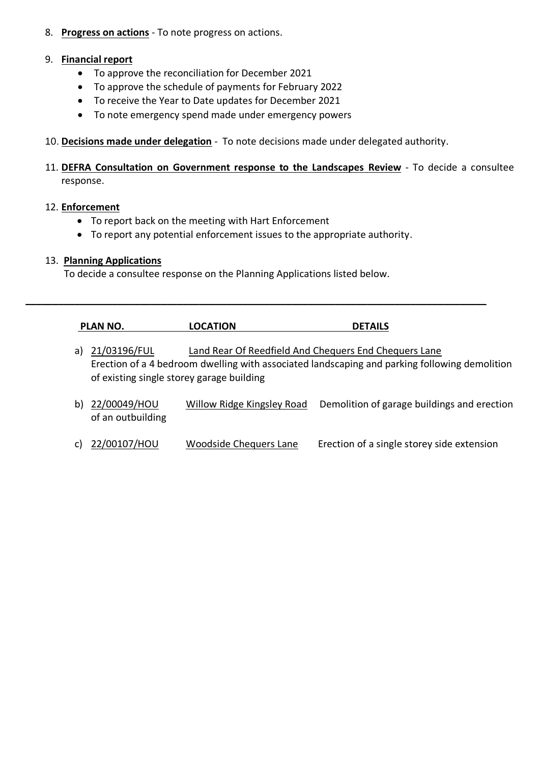8. **Progress on actions** - To note progress on actions.

9. **Financial report**
   - To approve the reconciliation for December 2021
   - To approve the schedule of payments for February 2022
   - To receive the Year to Date updates for December 2021
   - To note emergency spend made under emergency powers

10. **Decisions made under delegation** - To note decisions made under delegated authority.

11. **DEFRA Consultation on Government response to the Landscapes Review** - To decide a consultee response.

12. **Enforcement**
    - To report back on the meeting with Hart Enforcement
    - To report any potential enforcement issues to the appropriate authority.

13. **Planning Applications**
    To decide a consultee response on the Planning Applications listed below.

---

| | PLAN NO. | LOCATION | DETAILS |
|---|---|---|---|
| a) | 21/03196/FUL | Land Rear Of Reedfield And Chequers End Chequers Lane | Erection of a 4 bedroom dwelling with associated landscaping and parking following demolition of existing single storey garage building |
| b) | 22/00049/HOU | Willow Ridge Kingsley Road | Demolition of garage buildings and erection of an outbuilding |
| c) | 22/00107/HOU | Woodside Chequers Lane | Erection of a single storey side extension |